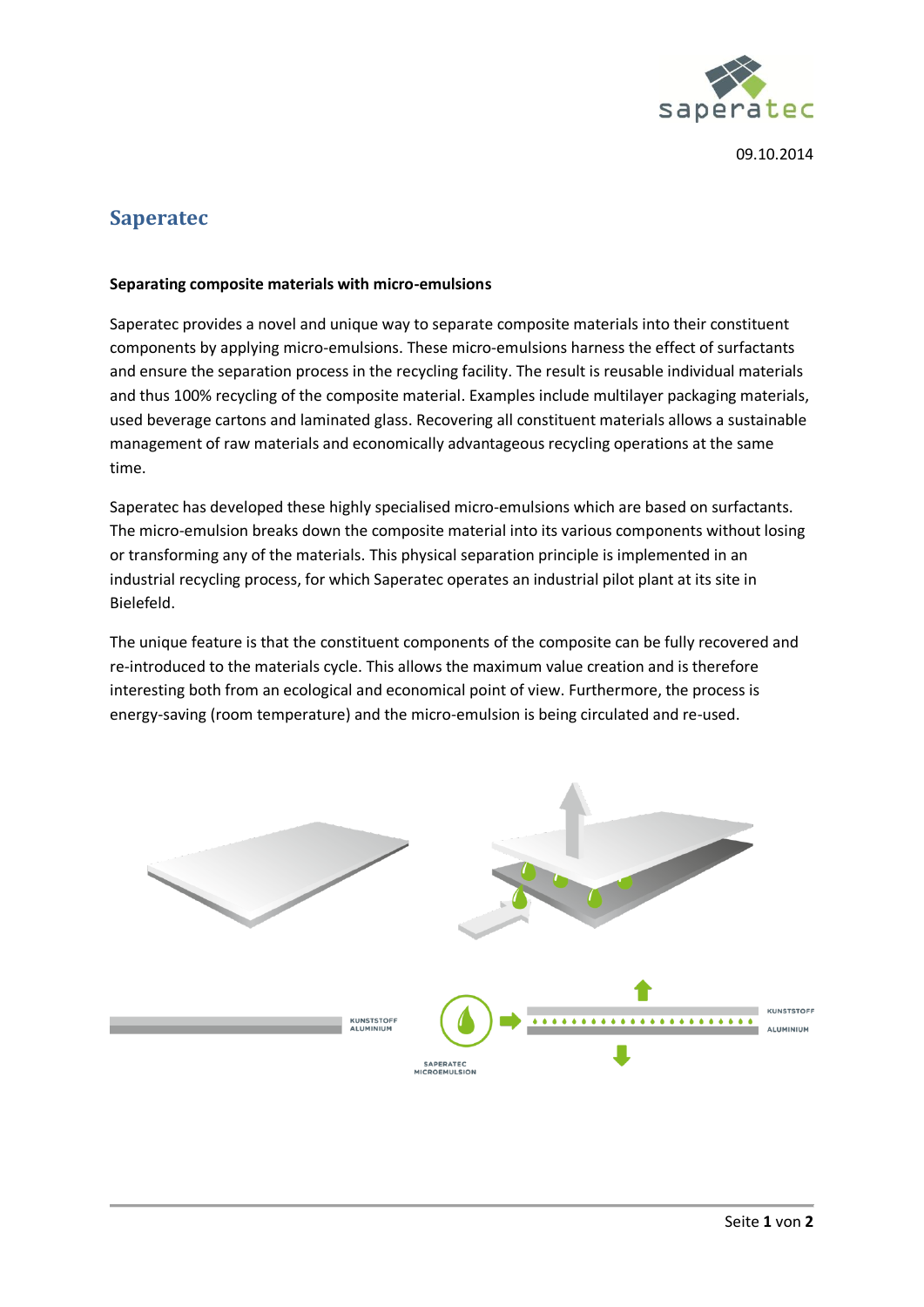09.10.2014

# Saperatec

**Separating composite materials with micro-emulsions**

Saperatec provides a novel and unique way to separate composite materials into their constituent components by applying micro-emulsions. These micro-emulsions harness the effect of surfactants and ensure the separation process in the recycling facility. The result is reusable individual materials and thus 100% recycling of the composite material. Examples include multilayer packaging materials, used beverage cartons and laminated glass. Recovering all constituent materials allows a sustainable management of raw materials and economically advantageous recycling operations at the same time.

Saperatec has developed these highly specialised micro-emulsions which are based on surfactants. The micro-emulsion breaks down the composite material into its various components without losing or transforming any of the materials. This physical separation principle is implemented in an industrial recycling process, for which Saperatec operates an industrial pilot plant at its site in Bielefeld.

The unique feature is that the constituent components of the composite can be fully recovered and re-introduced to the materials cycle. This allows the maximum value creation and is therefore interesting both from an ecological and economical point of view. Furthermore, the process is energy-saving (room temperature) and the micro-emulsion is being circulated and re-used.

KUNSTSTOFF
ALUMINIUM

SAPERATEC
MICROEMULSION

KUNSTSTOFF

ALUMINIUM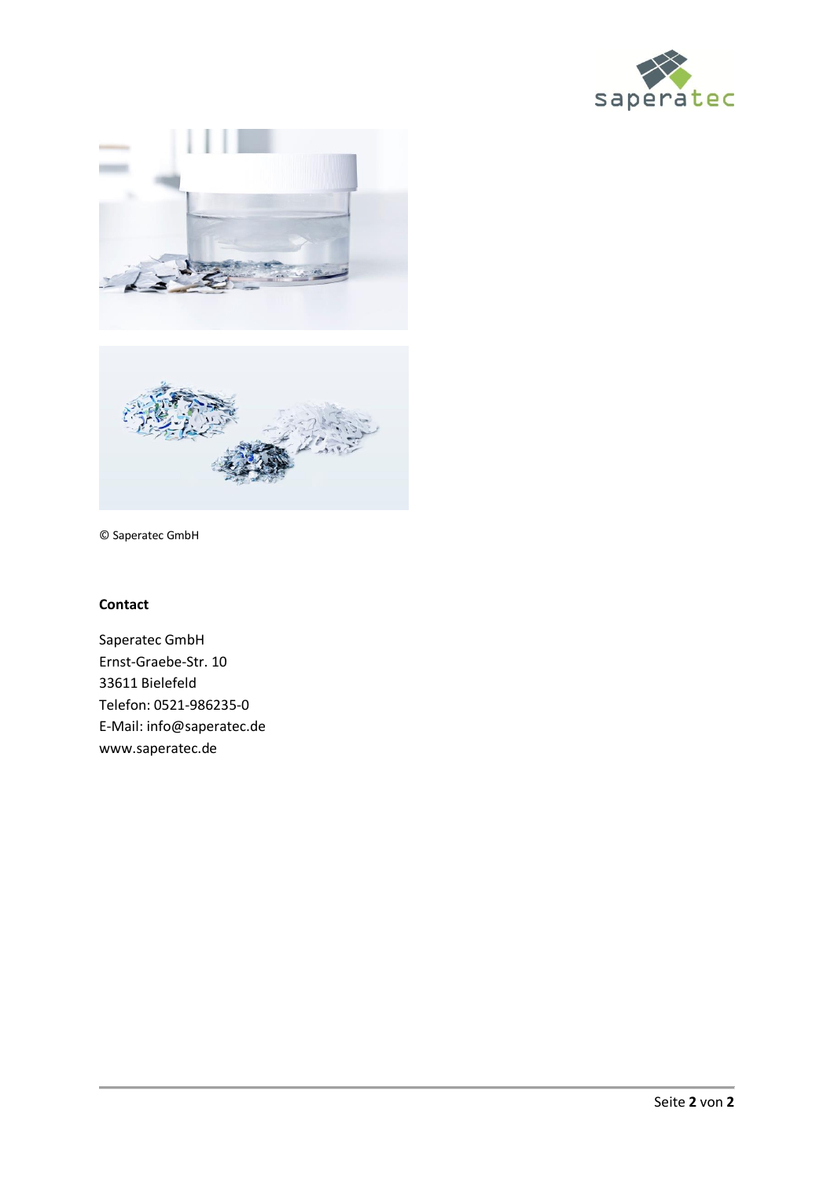© Saperatec GmbH

**Contact**

Saperatec GmbH
Ernst-Graebe-Str. 10
33611 Bielefeld
Telefon: 0521-986235-0
E-Mail: info@saperatec.de
www.saperatec.de